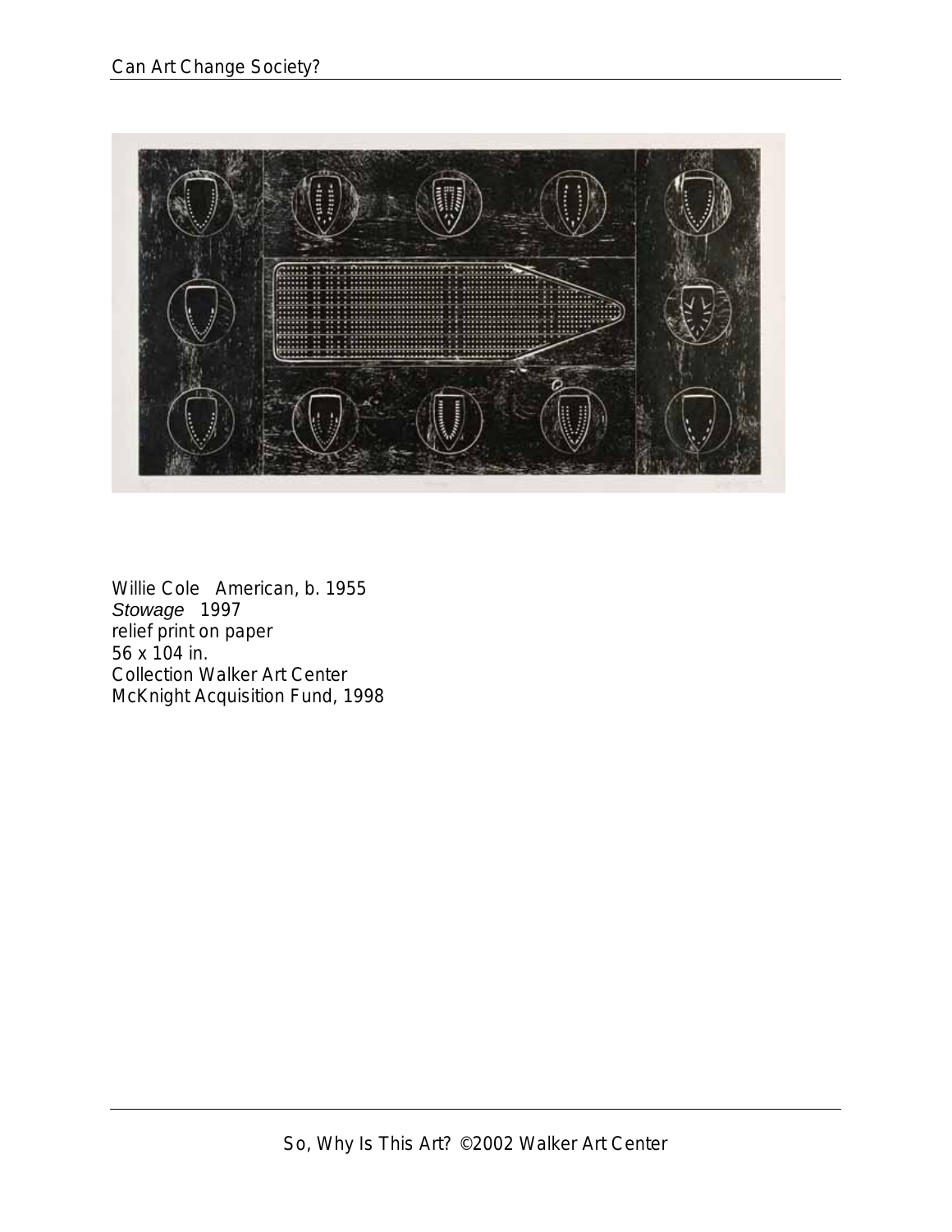Willie Cole American, b. 1955
*Stowage* 1997
relief print on paper
56 x 104 in.
Collection Walker Art Center
McKnight Acquisition Fund, 1998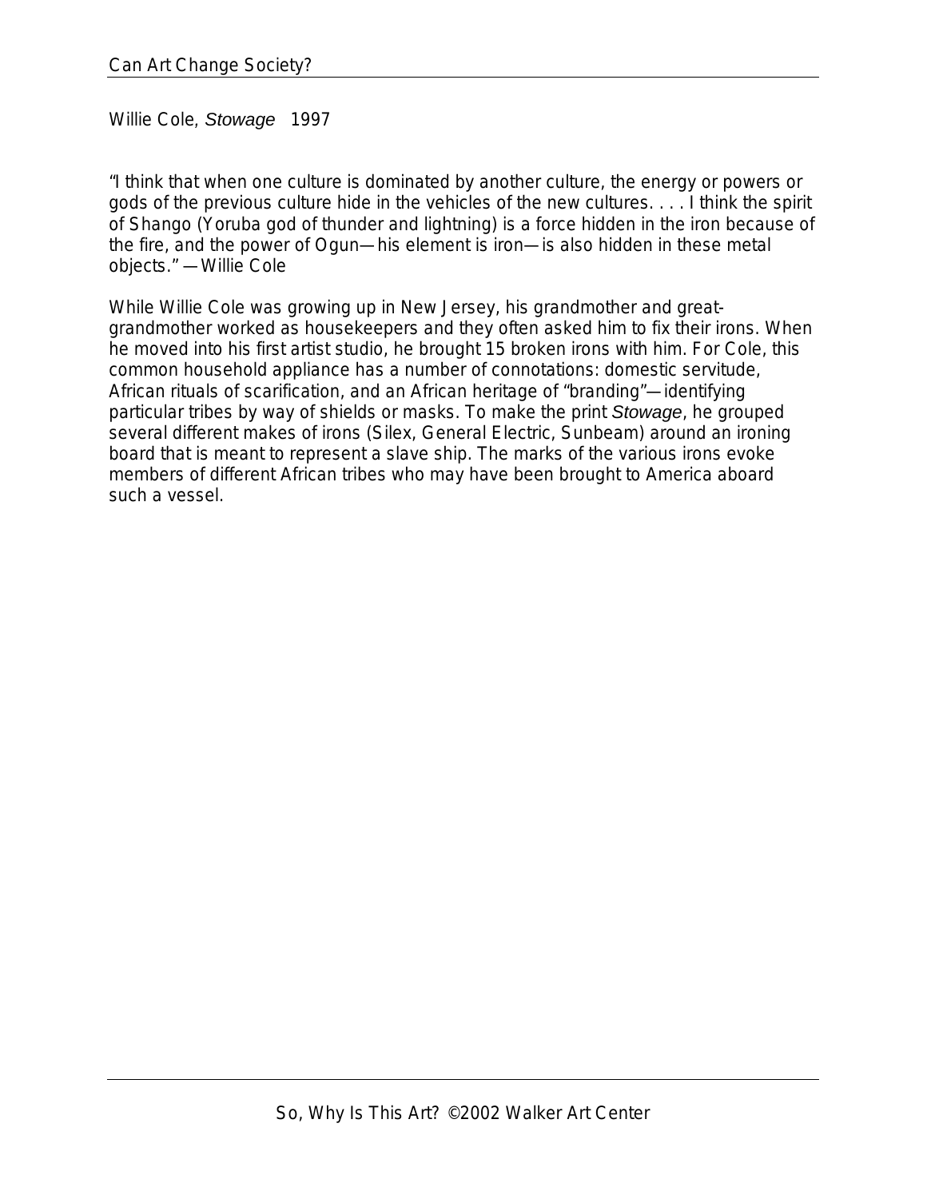Willie Cole, *Stowage* 1997

"I think that when one culture is dominated by another culture, the energy or powers or gods of the previous culture hide in the vehicles of the new cultures. . . . I think the spirit of Shango (Yoruba god of thunder and lightning) is a force hidden in the iron because of the fire, and the power of Ogun—his element is iron—is also hidden in these metal objects." —Willie Cole

While Willie Cole was growing up in New Jersey, his grandmother and great-grandmother worked as housekeepers and they often asked him to fix their irons. When he moved into his first artist studio, he brought 15 broken irons with him. For Cole, this common household appliance has a number of connotations: domestic servitude, African rituals of scarification, and an African heritage of "branding"—identifying particular tribes by way of shields or masks. To make the print *Stowage*, he grouped several different makes of irons (Silex, General Electric, Sunbeam) around an ironing board that is meant to represent a slave ship. The marks of the various irons evoke members of different African tribes who may have been brought to America aboard such a vessel.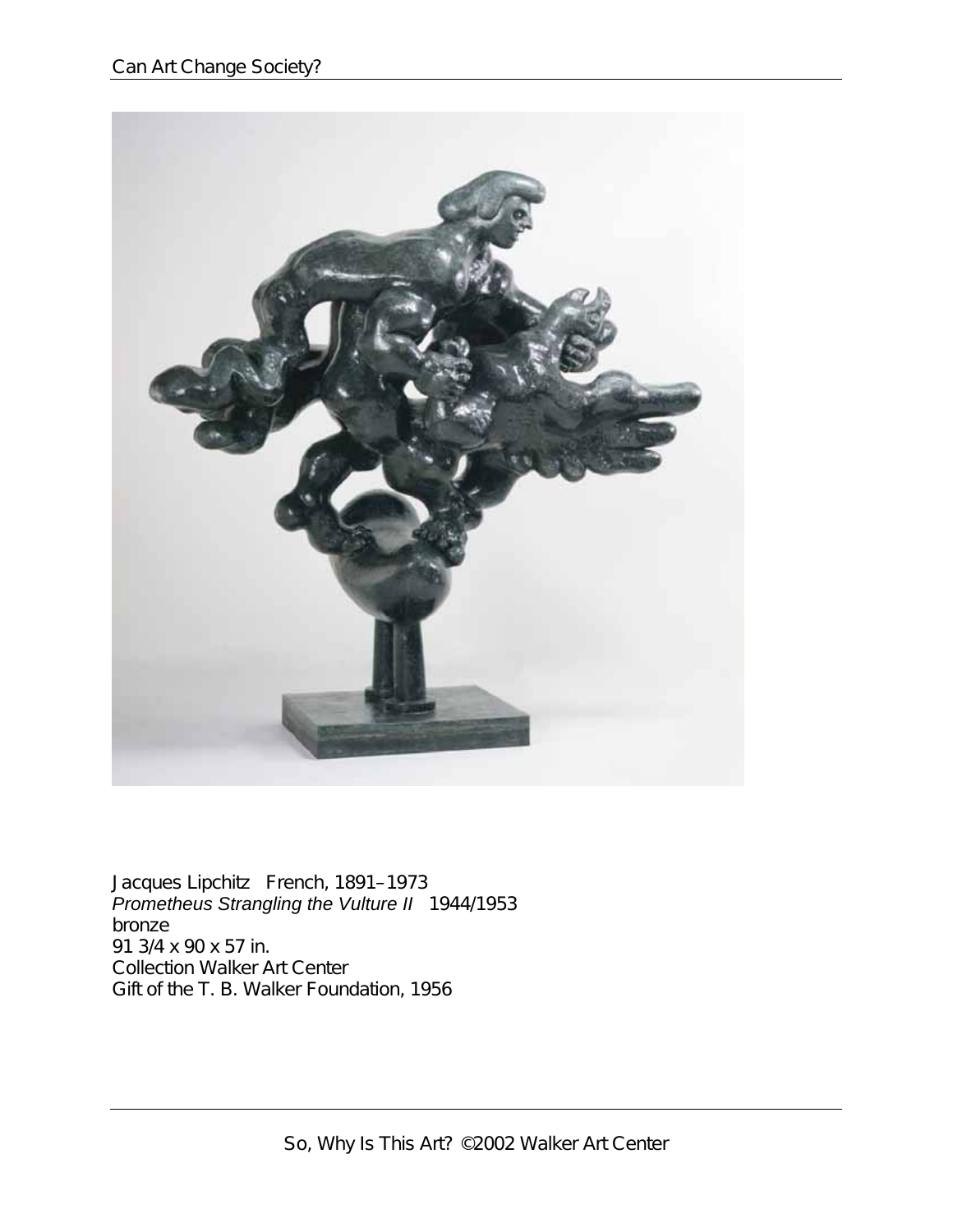Jacques Lipchitz French, 1891–1973
*Prometheus Strangling the Vulture II* 1944/1953
bronze
91 3/4 x 90 x 57 in.
Collection Walker Art Center
Gift of the T. B. Walker Foundation, 1956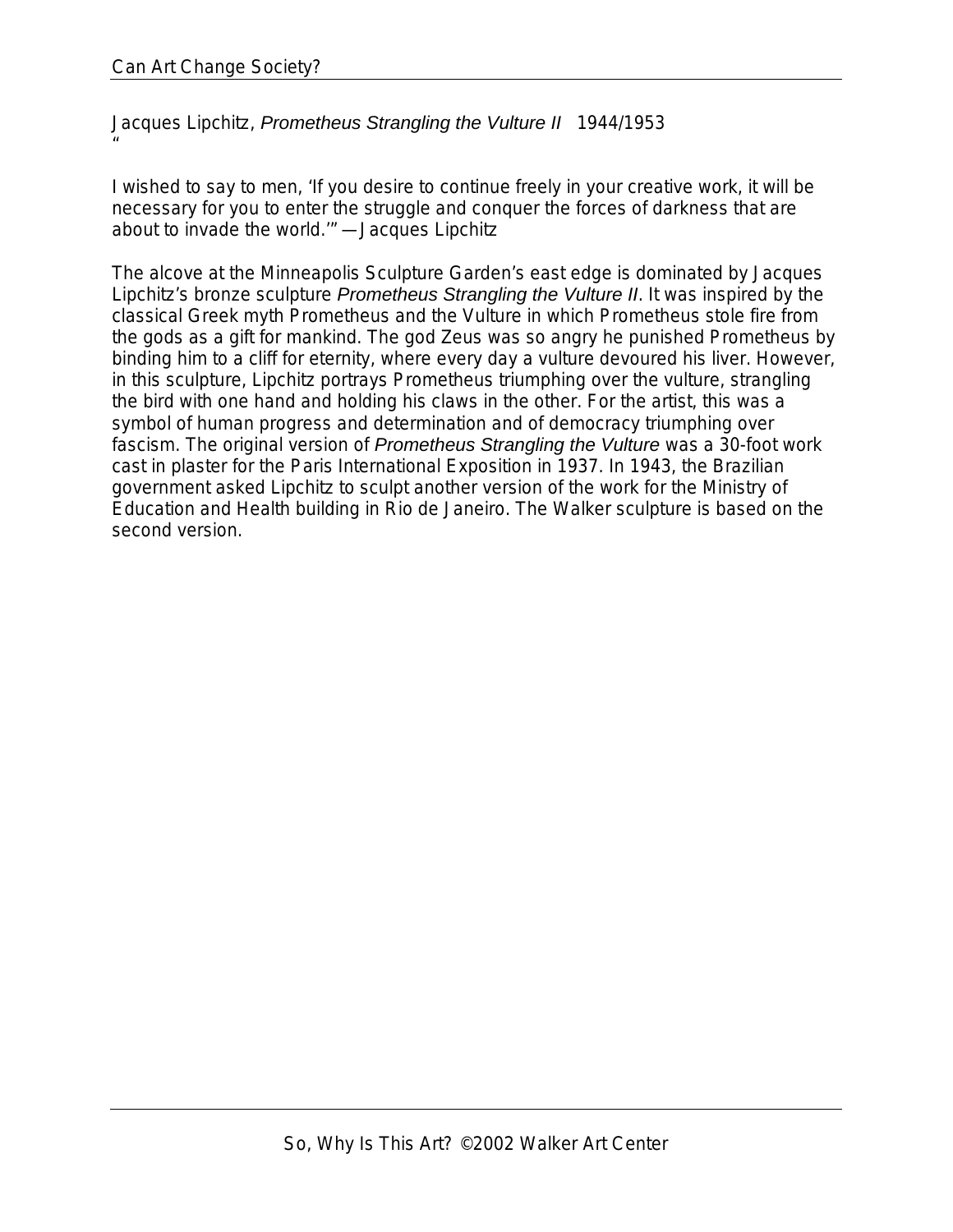Jacques Lipchitz, *Prometheus Strangling the Vulture II* 1944/1953

"I wished to say to men, 'If you desire to continue freely in your creative work, it will be necessary for you to enter the struggle and conquer the forces of darkness that are about to invade the world.'" —Jacques Lipchitz

The alcove at the Minneapolis Sculpture Garden's east edge is dominated by Jacques Lipchitz's bronze sculpture *Prometheus Strangling the Vulture II*. It was inspired by the classical Greek myth Prometheus and the Vulture in which Prometheus stole fire from the gods as a gift for mankind. The god Zeus was so angry he punished Prometheus by binding him to a cliff for eternity, where every day a vulture devoured his liver. However, in this sculpture, Lipchitz portrays Prometheus triumphing over the vulture, strangling the bird with one hand and holding his claws in the other. For the artist, this was a symbol of human progress and determination and of democracy triumphing over fascism. The original version of *Prometheus Strangling the Vulture* was a 30-foot work cast in plaster for the Paris International Exposition in 1937. In 1943, the Brazilian government asked Lipchitz to sculpt another version of the work for the Ministry of Education and Health building in Rio de Janeiro. The Walker sculpture is based on the second version.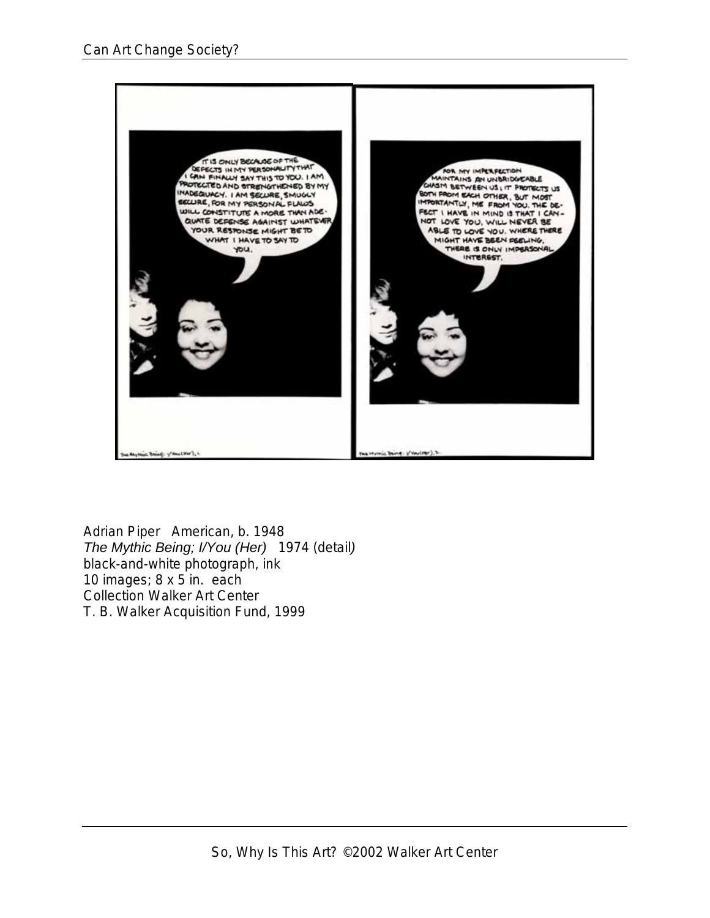Adrian Piper American, b. 1948
*The Mythic Being; I/You (Her)* 1974 (detail)
black-and-white photograph, ink
10 images; 8 x 5 in. each
Collection Walker Art Center
T. B. Walker Acquisition Fund, 1999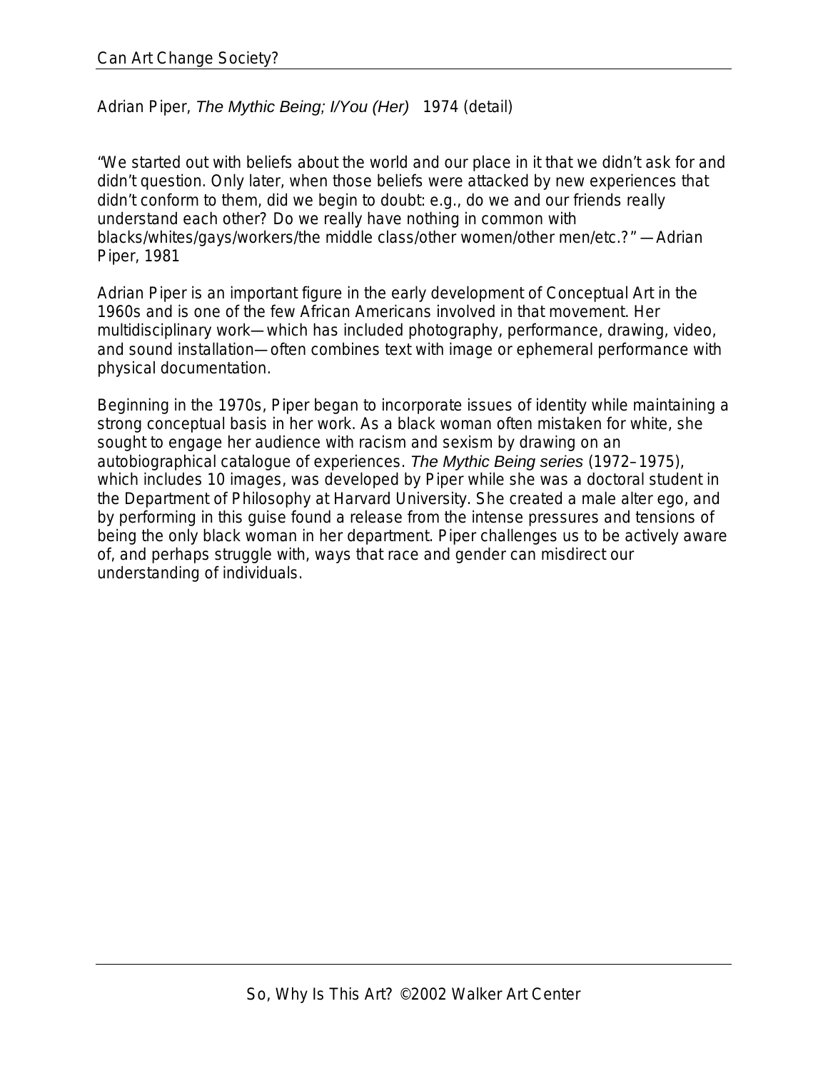Adrian Piper, *The Mythic Being; I/You (Her)* 1974 (detail)

"We started out with beliefs about the world and our place in it that we didn't ask for and didn't question. Only later, when those beliefs were attacked by new experiences that didn't conform to them, did we begin to doubt: e.g., do we and our friends really understand each other? Do we really have nothing in common with blacks/whites/gays/workers/the middle class/other women/other men/etc.?" —Adrian Piper, 1981

Adrian Piper is an important figure in the early development of Conceptual Art in the 1960s and is one of the few African Americans involved in that movement. Her multidisciplinary work—which has included photography, performance, drawing, video, and sound installation—often combines text with image or ephemeral performance with physical documentation.

Beginning in the 1970s, Piper began to incorporate issues of identity while maintaining a strong conceptual basis in her work. As a black woman often mistaken for white, she sought to engage her audience with racism and sexism by drawing on an autobiographical catalogue of experiences. *The Mythic Being series* (1972–1975), which includes 10 images, was developed by Piper while she was a doctoral student in the Department of Philosophy at Harvard University. She created a male alter ego, and by performing in this guise found a release from the intense pressures and tensions of being the only black woman in her department. Piper challenges us to be actively aware of, and perhaps struggle with, ways that race and gender can misdirect our understanding of individuals.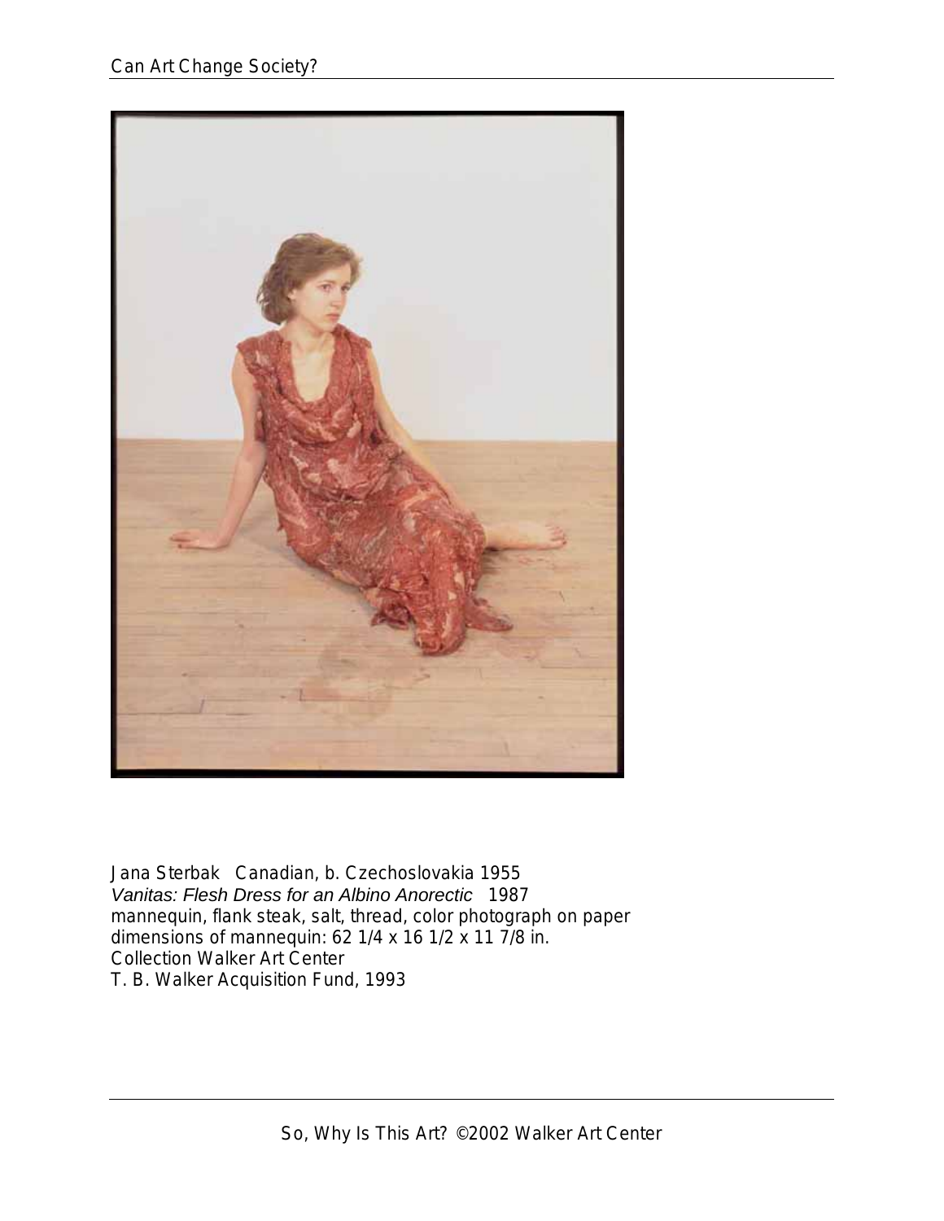Jana Sterbak Canadian, b. Czechoslovakia 1955
*Vanitas: Flesh Dress for an Albino Anorectic* 1987
mannequin, flank steak, salt, thread, color photograph on paper
dimensions of mannequin: 62 1/4 x 16 1/2 x 11 7/8 in.
Collection Walker Art Center
T. B. Walker Acquisition Fund, 1993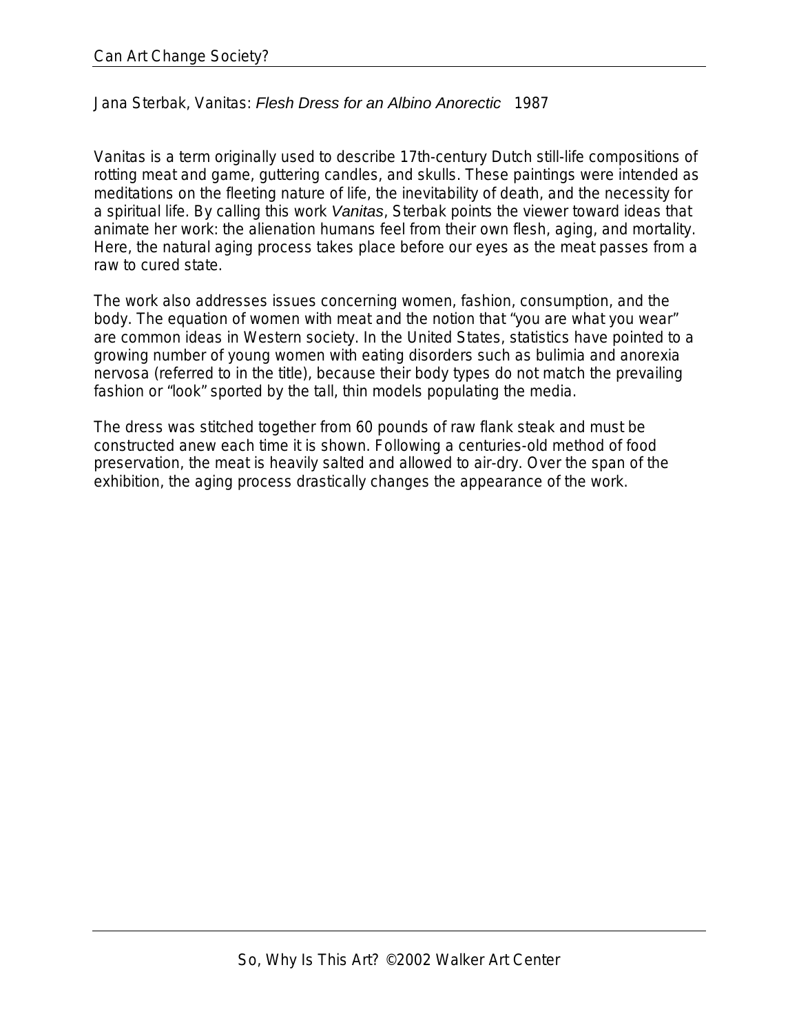## Jana Sterbak, Vanitas: *Flesh Dress for an Albino Anorectic* 1987

Vanitas is a term originally used to describe 17th-century Dutch still-life compositions of rotting meat and game, guttering candles, and skulls. These paintings were intended as meditations on the fleeting nature of life, the inevitability of death, and the necessity for a spiritual life. By calling this work *Vanitas*, Sterbak points the viewer toward ideas that animate her work: the alienation humans feel from their own flesh, aging, and mortality. Here, the natural aging process takes place before our eyes as the meat passes from a raw to cured state.

The work also addresses issues concerning women, fashion, consumption, and the body. The equation of women with meat and the notion that "you are what you wear" are common ideas in Western society. In the United States, statistics have pointed to a growing number of young women with eating disorders such as bulimia and anorexia nervosa (referred to in the title), because their body types do not match the prevailing fashion or "look" sported by the tall, thin models populating the media.

The dress was stitched together from 60 pounds of raw flank steak and must be constructed anew each time it is shown. Following a centuries-old method of food preservation, the meat is heavily salted and allowed to air-dry. Over the span of the exhibition, the aging process drastically changes the appearance of the work.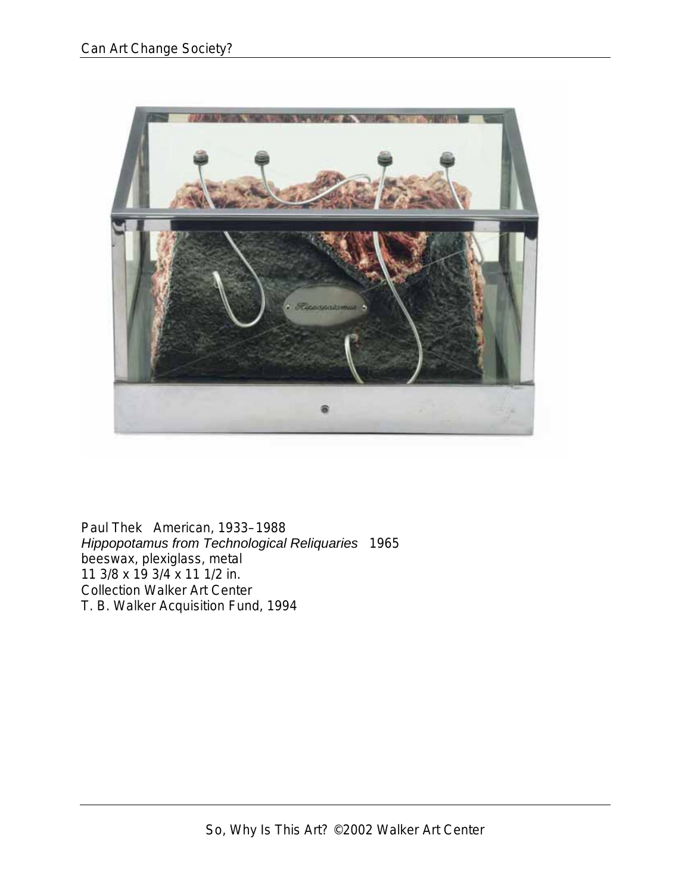Paul Thek American, 1933–1988
*Hippopotamus from Technological Reliquaries* 1965
beeswax, plexiglass, metal
11 3/8 x 19 3/4 x 11 1/2 in.
Collection Walker Art Center
T. B. Walker Acquisition Fund, 1994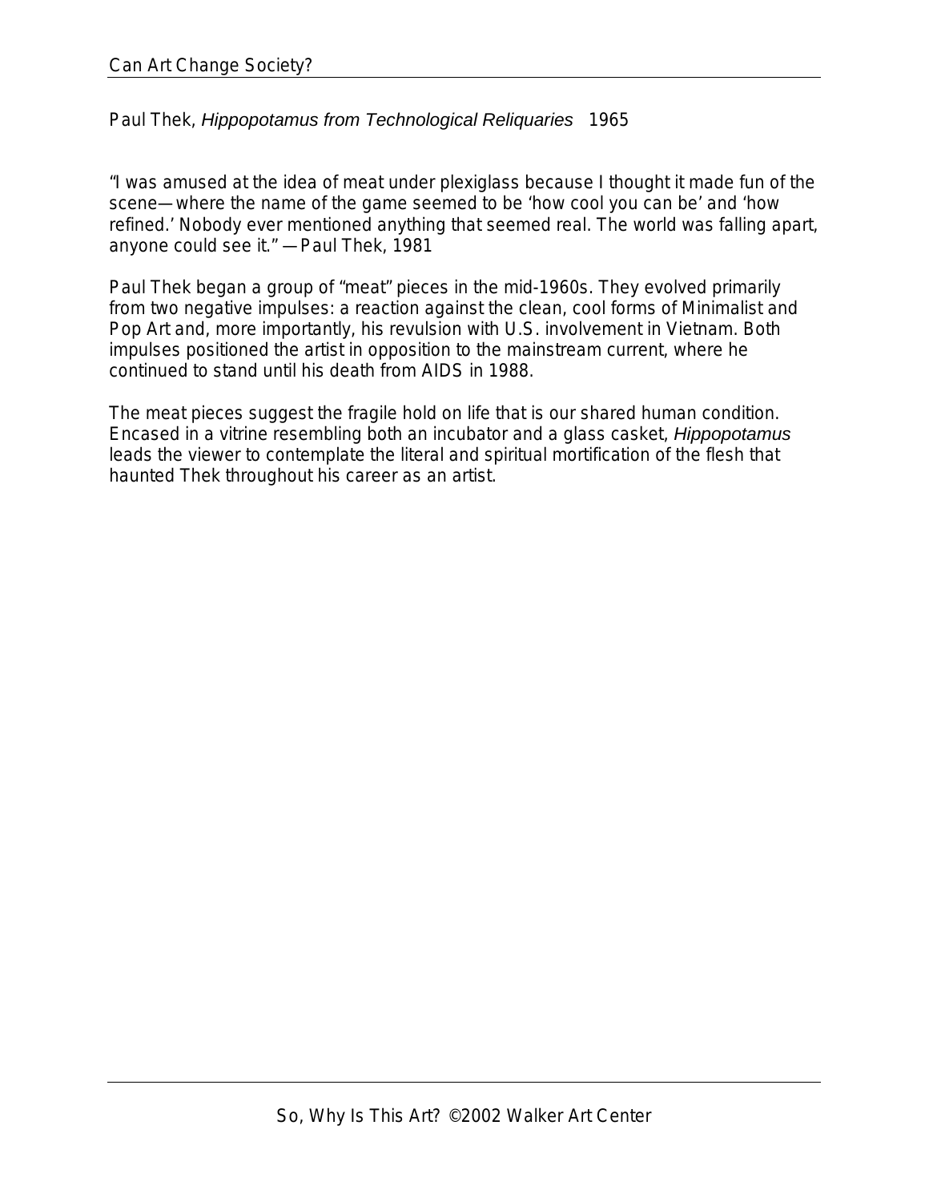Paul Thek, *Hippopotamus from Technological Reliquaries* 1965

"I was amused at the idea of meat under plexiglass because I thought it made fun of the scene—where the name of the game seemed to be 'how cool you can be' and 'how refined.' Nobody ever mentioned anything that seemed real. The world was falling apart, anyone could see it." —Paul Thek, 1981

Paul Thek began a group of "meat" pieces in the mid-1960s. They evolved primarily from two negative impulses: a reaction against the clean, cool forms of Minimalist and Pop Art and, more importantly, his revulsion with U.S. involvement in Vietnam. Both impulses positioned the artist in opposition to the mainstream current, where he continued to stand until his death from AIDS in 1988.

The meat pieces suggest the fragile hold on life that is our shared human condition. Encased in a vitrine resembling both an incubator and a glass casket, *Hippopotamus* leads the viewer to contemplate the literal and spiritual mortification of the flesh that haunted Thek throughout his career as an artist.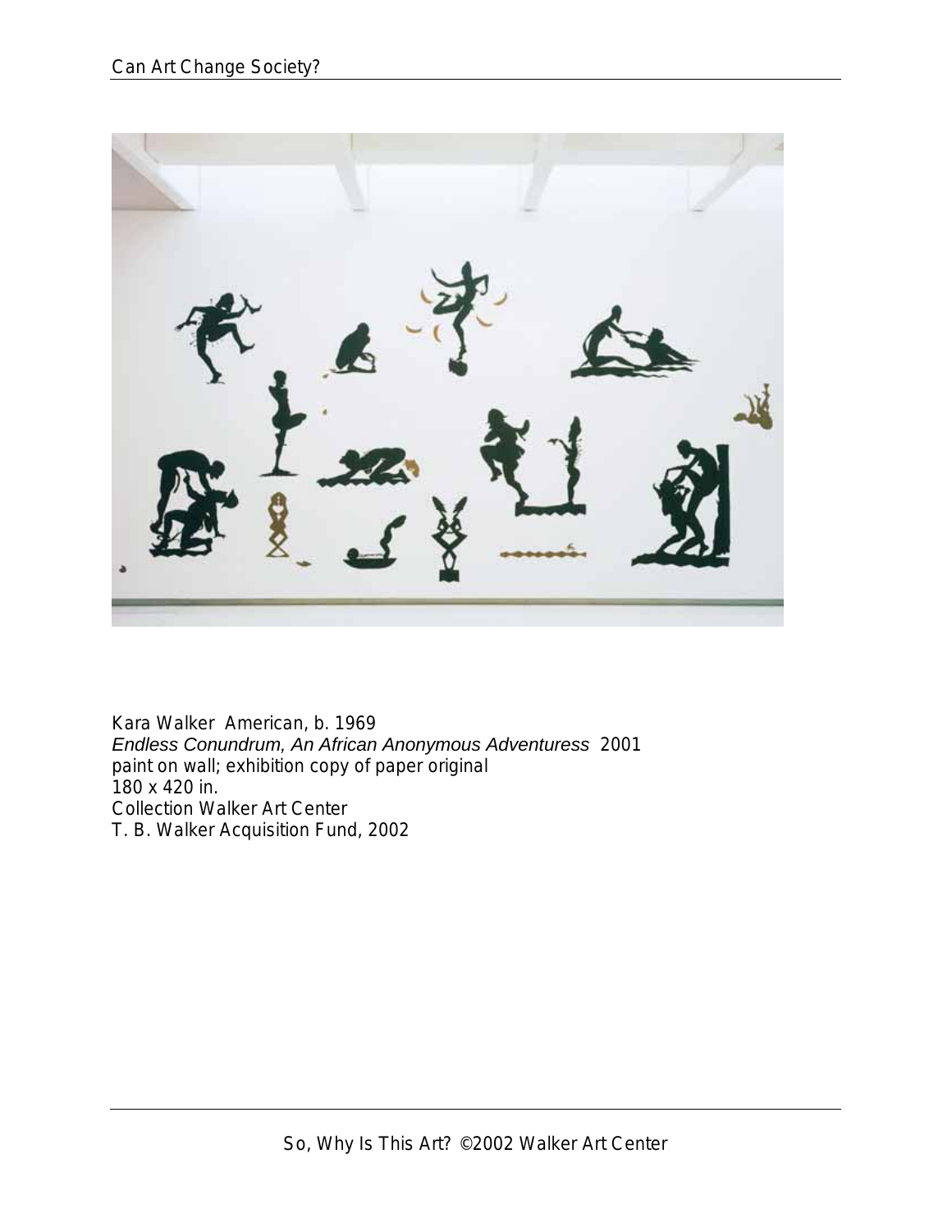Kara Walker American, b. 1969  
*Endless Conundrum, An African Anonymous Adventuress* 2001  
paint on wall; exhibition copy of paper original  
180 x 420 in.  
Collection Walker Art Center  
T. B. Walker Acquisition Fund, 2002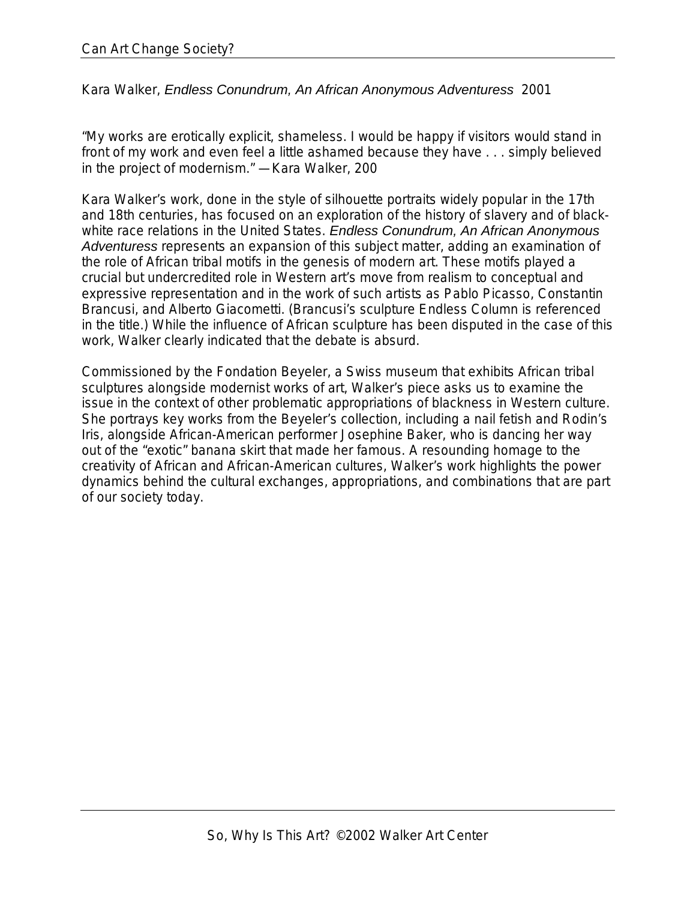Kara Walker, *Endless Conundrum, An African Anonymous Adventuress* 2001

"My works are erotically explicit, shameless. I would be happy if visitors would stand in front of my work and even feel a little ashamed because they have . . . simply believed in the project of modernism." —Kara Walker, 200

Kara Walker's work, done in the style of silhouette portraits widely popular in the 17th and 18th centuries, has focused on an exploration of the history of slavery and of black-white race relations in the United States. *Endless Conundrum, An African Anonymous Adventuress* represents an expansion of this subject matter, adding an examination of the role of African tribal motifs in the genesis of modern art. These motifs played a crucial but undercredited role in Western art's move from realism to conceptual and expressive representation and in the work of such artists as Pablo Picasso, Constantin Brancusi, and Alberto Giacometti. (Brancusi's sculpture Endless Column is referenced in the title.) While the influence of African sculpture has been disputed in the case of this work, Walker clearly indicated that the debate is absurd.

Commissioned by the Fondation Beyeler, a Swiss museum that exhibits African tribal sculptures alongside modernist works of art, Walker's piece asks us to examine the issue in the context of other problematic appropriations of blackness in Western culture. She portrays key works from the Beyeler's collection, including a nail fetish and Rodin's Iris, alongside African-American performer Josephine Baker, who is dancing her way out of the "exotic" banana skirt that made her famous. A resounding homage to the creativity of African and African-American cultures, Walker's work highlights the power dynamics behind the cultural exchanges, appropriations, and combinations that are part of our society today.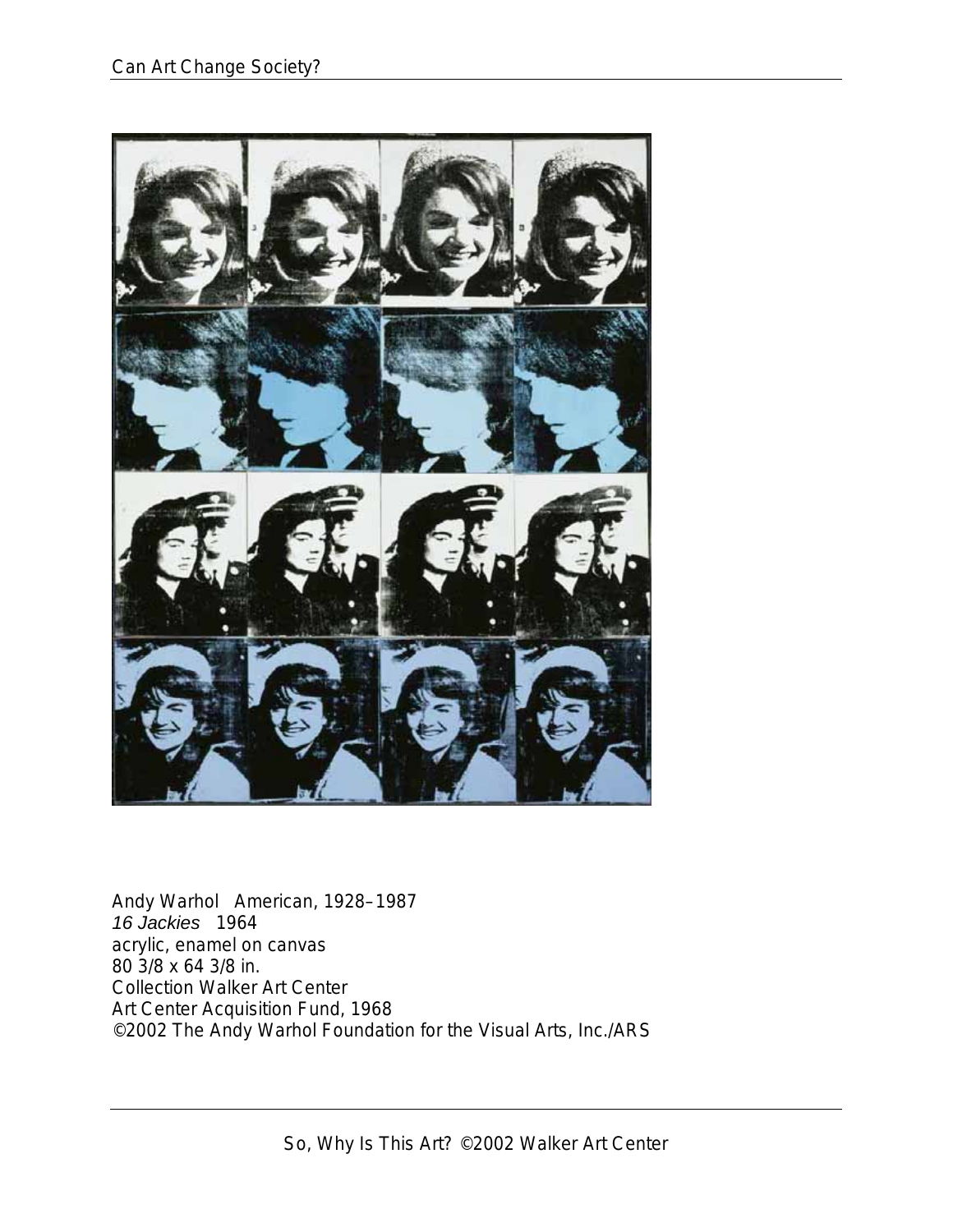Andy Warhol American, 1928–1987
*16 Jackies* 1964
acrylic, enamel on canvas
80 3/8 x 64 3/8 in.
Collection Walker Art Center
Art Center Acquisition Fund, 1968
©2002 The Andy Warhol Foundation for the Visual Arts, Inc./ARS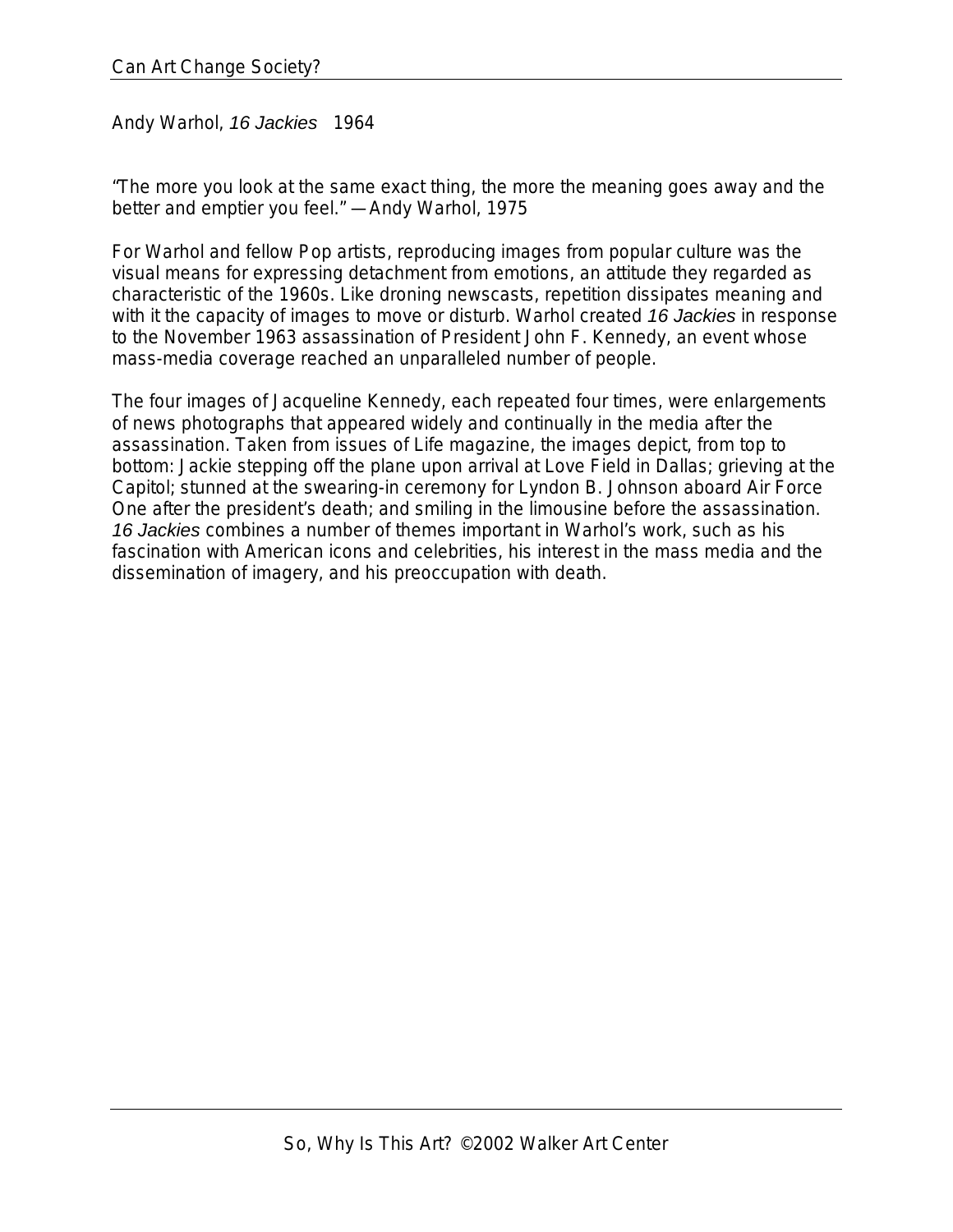Andy Warhol, *16 Jackies* 1964

"The more you look at the same exact thing, the more the meaning goes away and the better and emptier you feel." —Andy Warhol, 1975

For Warhol and fellow Pop artists, reproducing images from popular culture was the visual means for expressing detachment from emotions, an attitude they regarded as characteristic of the 1960s. Like droning newscasts, repetition dissipates meaning and with it the capacity of images to move or disturb. Warhol created *16 Jackies* in response to the November 1963 assassination of President John F. Kennedy, an event whose mass-media coverage reached an unparalleled number of people.

The four images of Jacqueline Kennedy, each repeated four times, were enlargements of news photographs that appeared widely and continually in the media after the assassination. Taken from issues of Life magazine, the images depict, from top to bottom: Jackie stepping off the plane upon arrival at Love Field in Dallas; grieving at the Capitol; stunned at the swearing-in ceremony for Lyndon B. Johnson aboard Air Force One after the president's death; and smiling in the limousine before the assassination. *16 Jackies* combines a number of themes important in Warhol's work, such as his fascination with American icons and celebrities, his interest in the mass media and the dissemination of imagery, and his preoccupation with death.